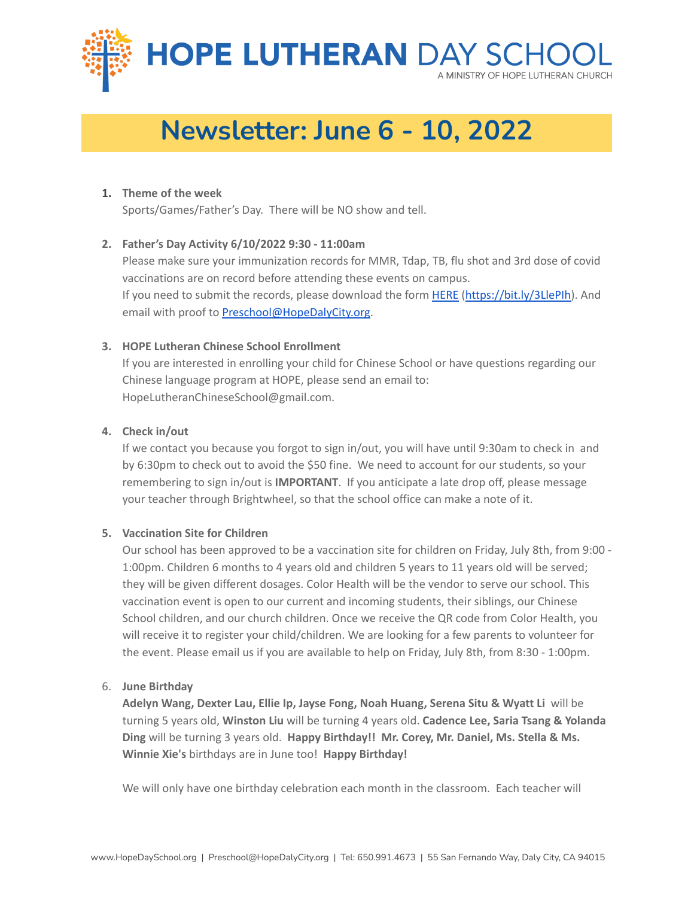# HOPE LUTHERAN DAY SCHOOL

A MINISTRY OF HOPE LUTHERAN CHURCH

## Newsletter: June 6 - 10, 2022

1. **Theme of the week**
   Sports/Games/Father's Day.  There will be NO show and tell.

2. **Father's Day Activity 6/10/2022 9:30 - 11:00am**
   Please make sure your immunization records for MMR, Tdap, TB, flu shot and 3rd dose of covid vaccinations are on record before attending these events on campus.
   If you need to submit the records, please download the form HERE (https://bit.ly/3LlePIh). And email with proof to Preschool@HopeDalyCity.org.

3. **HOPE Lutheran Chinese School Enrollment**
   If you are interested in enrolling your child for Chinese School or have questions regarding our Chinese language program at HOPE, please send an email to: HopeLutheranChineseSchool@gmail.com.

4. **Check in/out**
   If we contact you because you forgot to sign in/out, you will have until 9:30am to check in and by 6:30pm to check out to avoid the $50 fine.  We need to account for our students, so your remembering to sign in/out is **IMPORTANT**.  If you anticipate a late drop off, please message your teacher through Brightwheel, so that the school office can make a note of it.

5. **Vaccination Site for Children**
   Our school has been approved to be a vaccination site for children on Friday, July 8th, from 9:00 - 1:00pm. Children 6 months to 4 years old and children 5 years to 11 years old will be served; they will be given different dosages. Color Health will be the vendor to serve our school. This vaccination event is open to our current and incoming students, their siblings, our Chinese School children, and our church children. Once we receive the QR code from Color Health, you will receive it to register your child/children. We are looking for a few parents to volunteer for the event. Please email us if you are available to help on Friday, July 8th, from 8:30 - 1:00pm.

6. **June Birthday**
   **Adelyn Wang, Dexter Lau, Ellie Ip, Jayse Fong, Noah Huang, Serena Situ & Wyatt Li** will be turning 5 years old, **Winston Liu** will be turning 4 years old. **Cadence Lee, Saria Tsang & Yolanda Ding** will be turning 3 years old.  **Happy Birthday!!  Mr. Corey, Mr. Daniel, Ms. Stella & Ms. Winnie Xie's** birthdays are in June too!  **Happy Birthday!**

   We will only have one birthday celebration each month in the classroom.  Each teacher will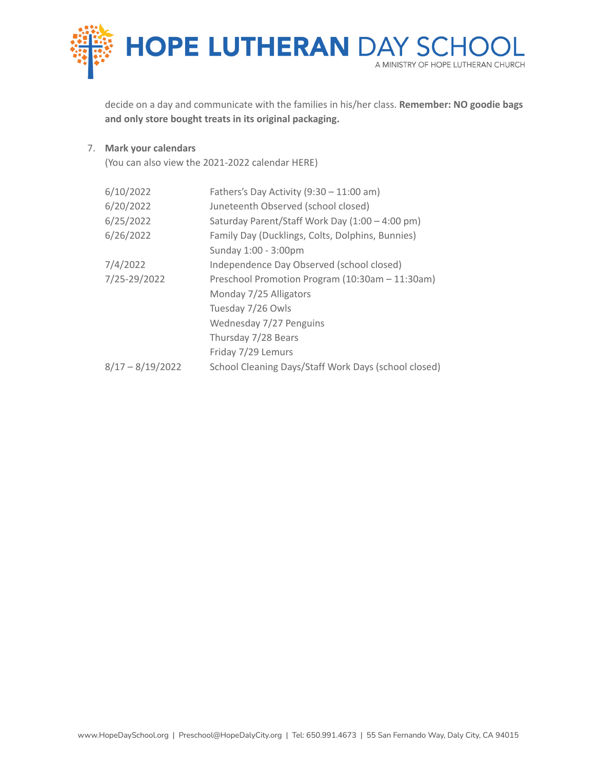decide on a day and communicate with the families in his/her class. **Remember: NO goodie bags and only store bought treats in its original packaging.**

7. **Mark your calendars**
   (You can also view the 2021-2022 calendar HERE)

| | |
|---|---|
| 6/10/2022 | Fathers's Day Activity (9:30 – 11:00 am) |
| 6/20/2022 | Juneteenth Observed (school closed) |
| 6/25/2022 | Saturday Parent/Staff Work Day (1:00 – 4:00 pm) |
| 6/26/2022 | Family Day (Ducklings, Colts, Dolphins, Bunnies)<br>Sunday 1:00 - 3:00pm |
| 7/4/2022 | Independence Day Observed (school closed) |
| 7/25-29/2022 | Preschool Promotion Program (10:30am – 11:30am)<br>Monday 7/25 Alligators<br>Tuesday 7/26 Owls<br>Wednesday 7/27 Penguins<br>Thursday 7/28 Bears<br>Friday 7/29 Lemurs |
| 8/17 – 8/19/2022 | School Cleaning Days/Staff Work Days (school closed) |

www.HopeDaySchool.org | Preschool@HopeDalyCity.org | Tel: 650.991.4673 | 55 San Fernando Way, Daly City, CA 94015